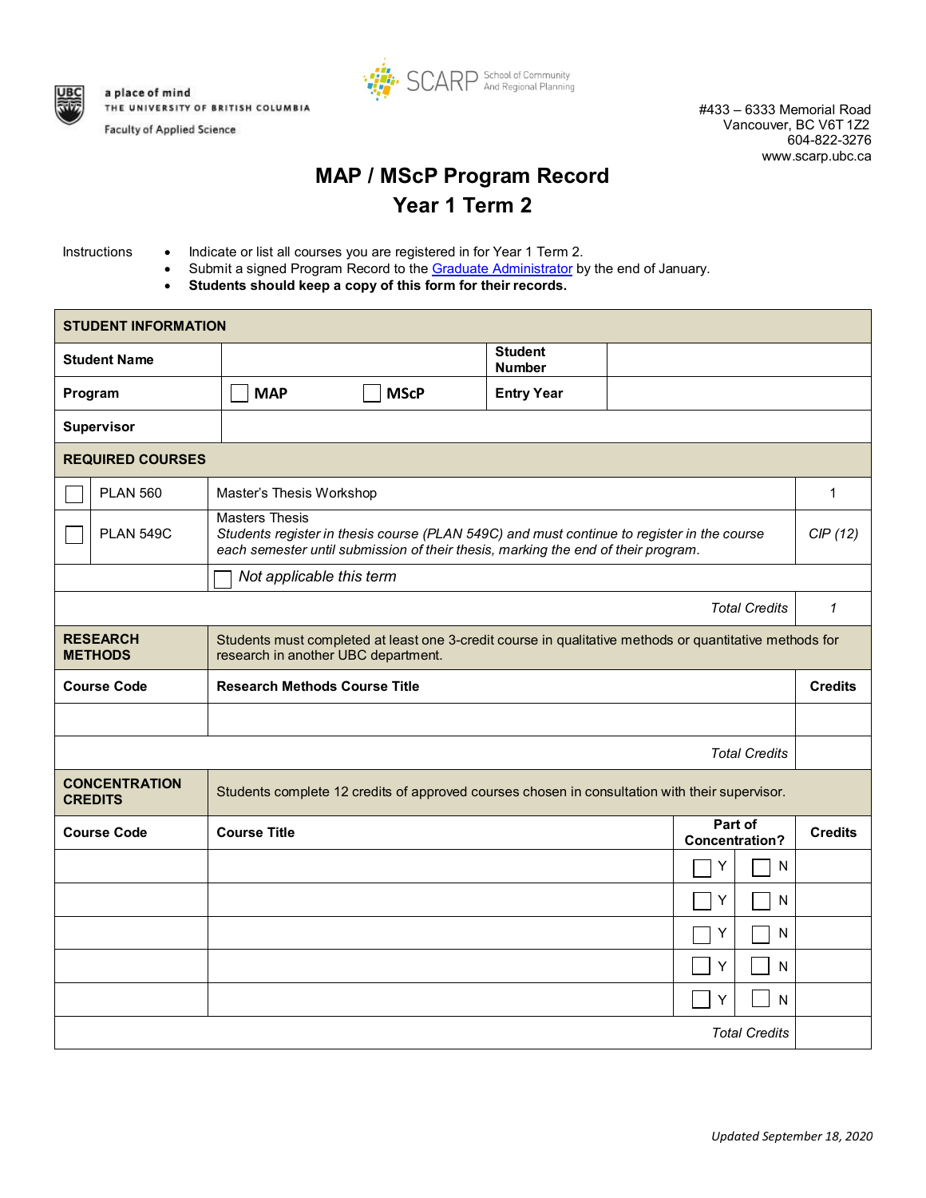a place of mind
THE UNIVERSITY OF BRITISH COLUMBIA
Faculty of Applied Science

SCARP School of Community And Regional Planning

#433 – 6333 Memorial Road
Vancouver, BC V6T 1Z2
604-822-3276
www.scarp.ubc.ca

# MAP / MScP Program Record
## Year 1 Term 2

Instructions
- Indicate or list all courses you are registered in for Year 1 Term 2.
- Submit a signed Program Record to the [Graduate Administrator]() by the end of January.
- **Students should keep a copy of this form for their records.**

| **STUDENT INFORMATION** | | | |
|---|---|---|---|
| **Student Name** | | **Student Number** | |
| **Program** | ☐ **MAP** ☐ **MScP** | **Entry Year** | |
| **Supervisor** | | | |

| **REQUIRED COURSES** | | | |
|---|---|---|---|
| ☐ | PLAN 560 | Master's Thesis Workshop | 1 |
| ☐ | PLAN 549C | Masters Thesis<br>*Students register in thesis course (PLAN 549C) and must continue to register in the course each semester until submission of their thesis, marking the end of their program.* | *CIP (12)* |
| | | ☐ *Not applicable this term* | |
| | | *Total Credits* | *1* |

| **RESEARCH METHODS** | Students must completed at least one 3-credit course in qualitative methods or quantitative methods for research in another UBC department. | |
|---|---|---|
| **Course Code** | **Research Methods Course Title** | **Credits** |
| | | |
| | *Total Credits* | |

| **CONCENTRATION CREDITS** | Students complete 12 credits of approved courses chosen in consultation with their supervisor. | | |
|---|---|---|---|
| **Course Code** | **Course Title** | **Part of Concentration?** | **Credits** |
| | | ☐ Y ☐ N | |
| | | ☐ Y ☐ N | |
| | | ☐ Y ☐ N | |
| | | ☐ Y ☐ N | |
| | | ☐ Y ☐ N | |
| | | *Total Credits* | |

*Updated September 18, 2020*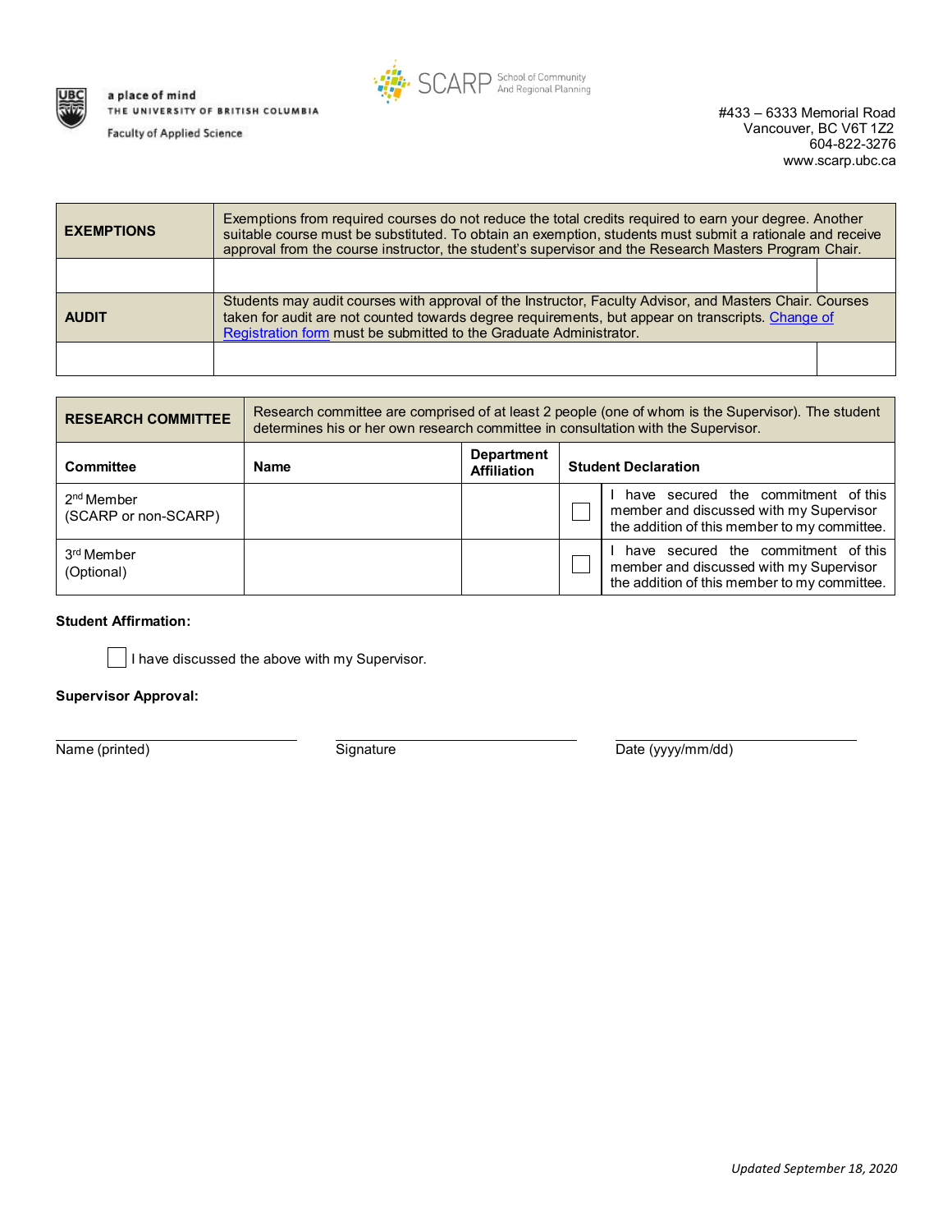a place of mind
THE UNIVERSITY OF BRITISH COLUMBIA
Faculty of Applied Science

SCARP School of Community And Regional Planning

#433 – 6333 Memorial Road
Vancouver, BC V6T 1Z2
604-822-3276
www.scarp.ubc.ca

| | | |
|---|---|---|
| **EXEMPTIONS** | Exemptions from required courses do not reduce the total credits required to earn your degree. Another suitable course must be substituted. To obtain an exemption, students must submit a rationale and receive approval from the course instructor, the student's supervisor and the Research Masters Program Chair. | |
| | | |
| **AUDIT** | Students may audit courses with approval of the Instructor, Faculty Advisor, and Masters Chair. Courses taken for audit are not counted towards degree requirements, but appear on transcripts. [Change of Registration form] must be submitted to the Graduate Administrator. | |
| | | |

| **RESEARCH COMMITTEE** | Research committee are comprised of at least 2 people (one of whom is the Supervisor). The student determines his or her own research committee in consultation with the Supervisor. | | | |
|---|---|---|---|---|
| **Committee** | **Name** | **Department Affiliation** | **Student Declaration** | |
| 2nd Member (SCARP or non-SCARP) | | | ☐ | I have secured the commitment of this member and discussed with my Supervisor the addition of this member to my committee. |
| 3rd Member (Optional) | | | ☐ | I have secured the commitment of this member and discussed with my Supervisor the addition of this member to my committee. |

**Student Affirmation:**

☐ I have discussed the above with my Supervisor.

**Supervisor Approval:**

\_\_\_\_\_\_\_\_\_\_\_\_\_\_\_\_\_\_\_\_ Name (printed)

\_\_\_\_\_\_\_\_\_\_\_\_\_\_\_\_\_\_\_\_ Signature

\_\_\_\_\_\_\_\_\_\_\_\_\_\_\_\_\_\_\_\_ Date (yyyy/mm/dd)

*Updated September 18, 2020*